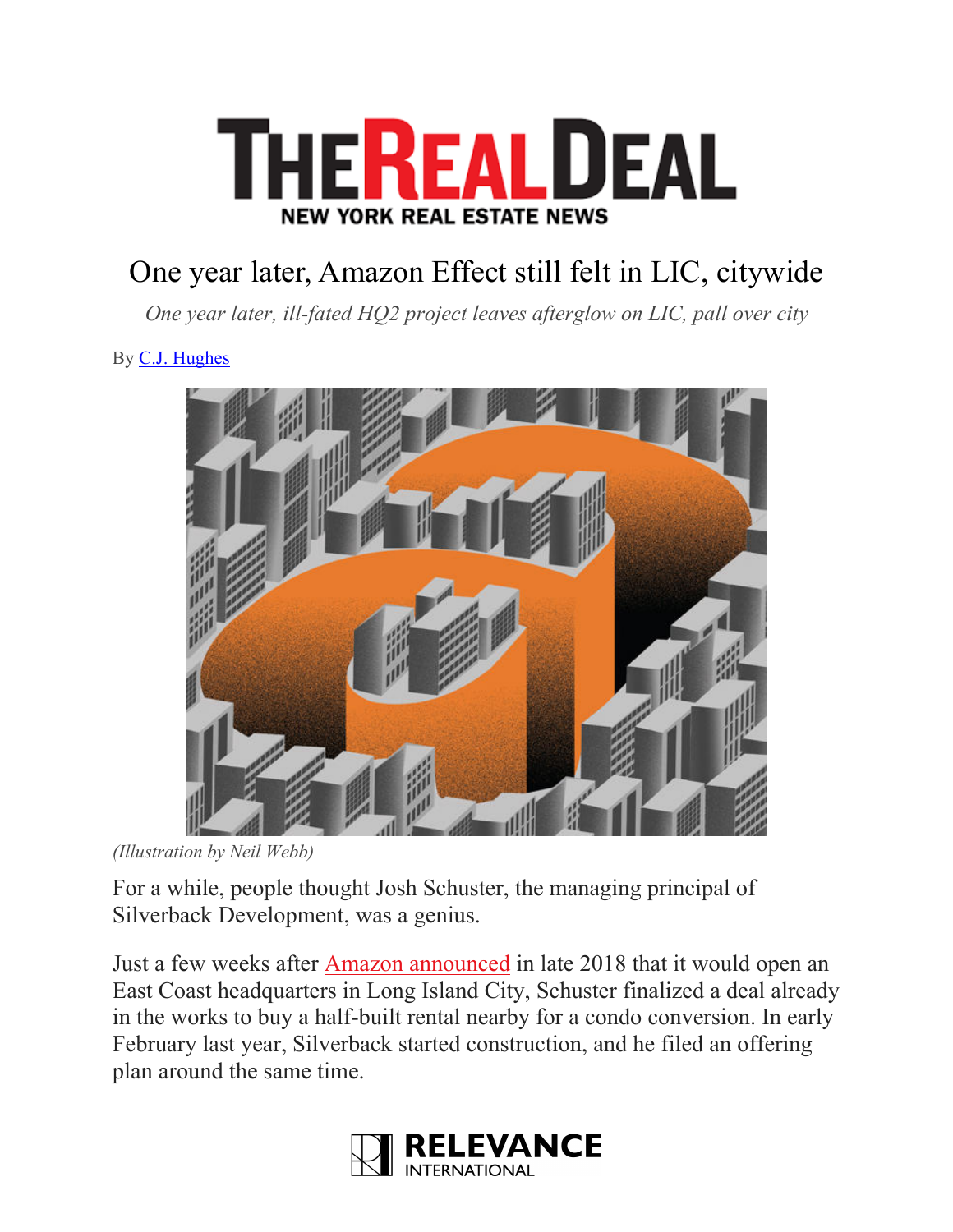# THE REAL DEAL

**NEW YORK REAL ESTATE NEWS**

## One year later, Amazon Effect still felt in LIC, citywide

*One year later, ill-fated HQ2 project leaves afterglow on LIC, pall over city*

By C.J. Hughes

*(Illustration by Neil Webb)*

For a while, people thought Josh Schuster, the managing principal of Silverback Development, was a genius.

Just a few weeks after Amazon announced in late 2018 that it would open an East Coast headquarters in Long Island City, Schuster finalized a deal already in the works to buy a half-built rental nearby for a condo conversion. In early February last year, Silverback started construction, and he filed an offering plan around the same time.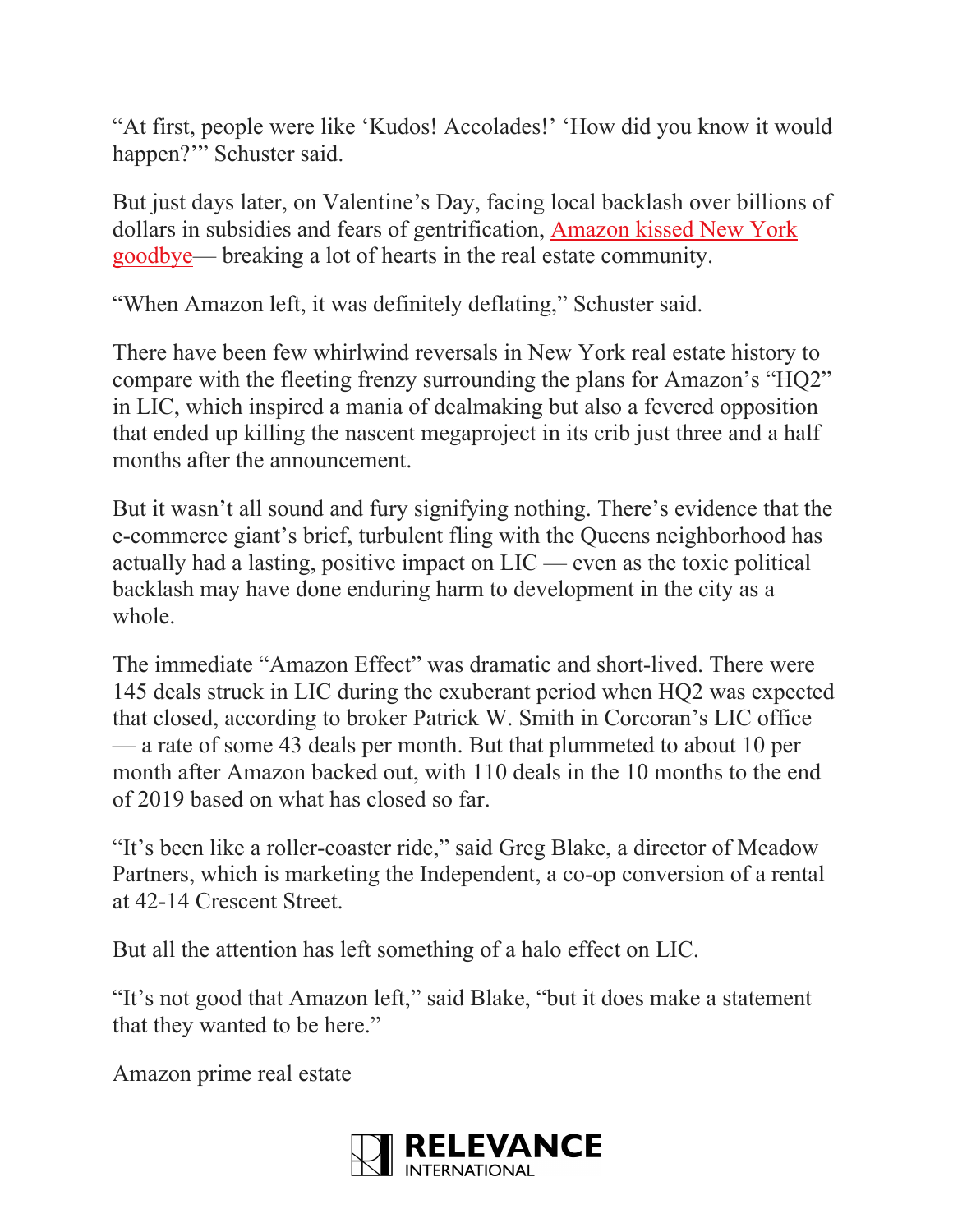"At first, people were like 'Kudos! Accolades!' 'How did you know it would happen?'" Schuster said.

But just days later, on Valentine's Day, facing local backlash over billions of dollars in subsidies and fears of gentrification, Amazon kissed New York goodbye— breaking a lot of hearts in the real estate community.

"When Amazon left, it was definitely deflating," Schuster said.

There have been few whirlwind reversals in New York real estate history to compare with the fleeting frenzy surrounding the plans for Amazon's "HQ2" in LIC, which inspired a mania of dealmaking but also a fevered opposition that ended up killing the nascent megaproject in its crib just three and a half months after the announcement.

But it wasn't all sound and fury signifying nothing. There's evidence that the e-commerce giant's brief, turbulent fling with the Queens neighborhood has actually had a lasting, positive impact on LIC — even as the toxic political backlash may have done enduring harm to development in the city as a whole.

The immediate "Amazon Effect" was dramatic and short-lived. There were 145 deals struck in LIC during the exuberant period when HQ2 was expected that closed, according to broker Patrick W. Smith in Corcoran's LIC office — a rate of some 43 deals per month. But that plummeted to about 10 per month after Amazon backed out, with 110 deals in the 10 months to the end of 2019 based on what has closed so far.

"It's been like a roller-coaster ride," said Greg Blake, a director of Meadow Partners, which is marketing the Independent, a co-op conversion of a rental at 42-14 Crescent Street.

But all the attention has left something of a halo effect on LIC.

"It's not good that Amazon left," said Blake, "but it does make a statement that they wanted to be here."

Amazon prime real estate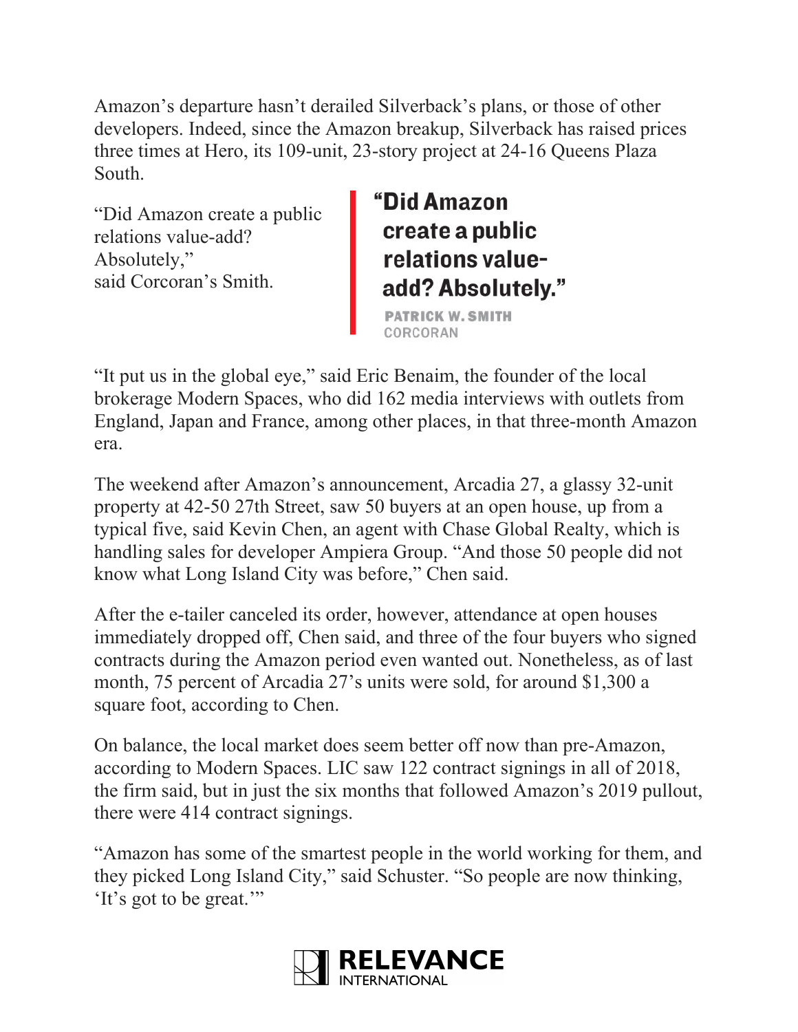Amazon's departure hasn't derailed Silverback's plans, or those of other developers. Indeed, since the Amazon breakup, Silverback has raised prices three times at Hero, its 109-unit, 23-story project at 24-16 Queens Plaza South.

"Did Amazon create a public relations value-add? Absolutely," said Corcoran's Smith.

> **"Did Amazon create a public relations value-add? Absolutely."**
>
> **PATRICK W. SMITH**
> CORCORAN

"It put us in the global eye," said Eric Benaim, the founder of the local brokerage Modern Spaces, who did 162 media interviews with outlets from England, Japan and France, among other places, in that three-month Amazon era.

The weekend after Amazon's announcement, Arcadia 27, a glassy 32-unit property at 42-50 27th Street, saw 50 buyers at an open house, up from a typical five, said Kevin Chen, an agent with Chase Global Realty, which is handling sales for developer Ampiera Group. "And those 50 people did not know what Long Island City was before," Chen said.

After the e-tailer canceled its order, however, attendance at open houses immediately dropped off, Chen said, and three of the four buyers who signed contracts during the Amazon period even wanted out. Nonetheless, as of last month, 75 percent of Arcadia 27's units were sold, for around $1,300 a square foot, according to Chen.

On balance, the local market does seem better off now than pre-Amazon, according to Modern Spaces. LIC saw 122 contract signings in all of 2018, the firm said, but in just the six months that followed Amazon's 2019 pullout, there were 414 contract signings.

"Amazon has some of the smartest people in the world working for them, and they picked Long Island City," said Schuster. "So people are now thinking, 'It's got to be great.'"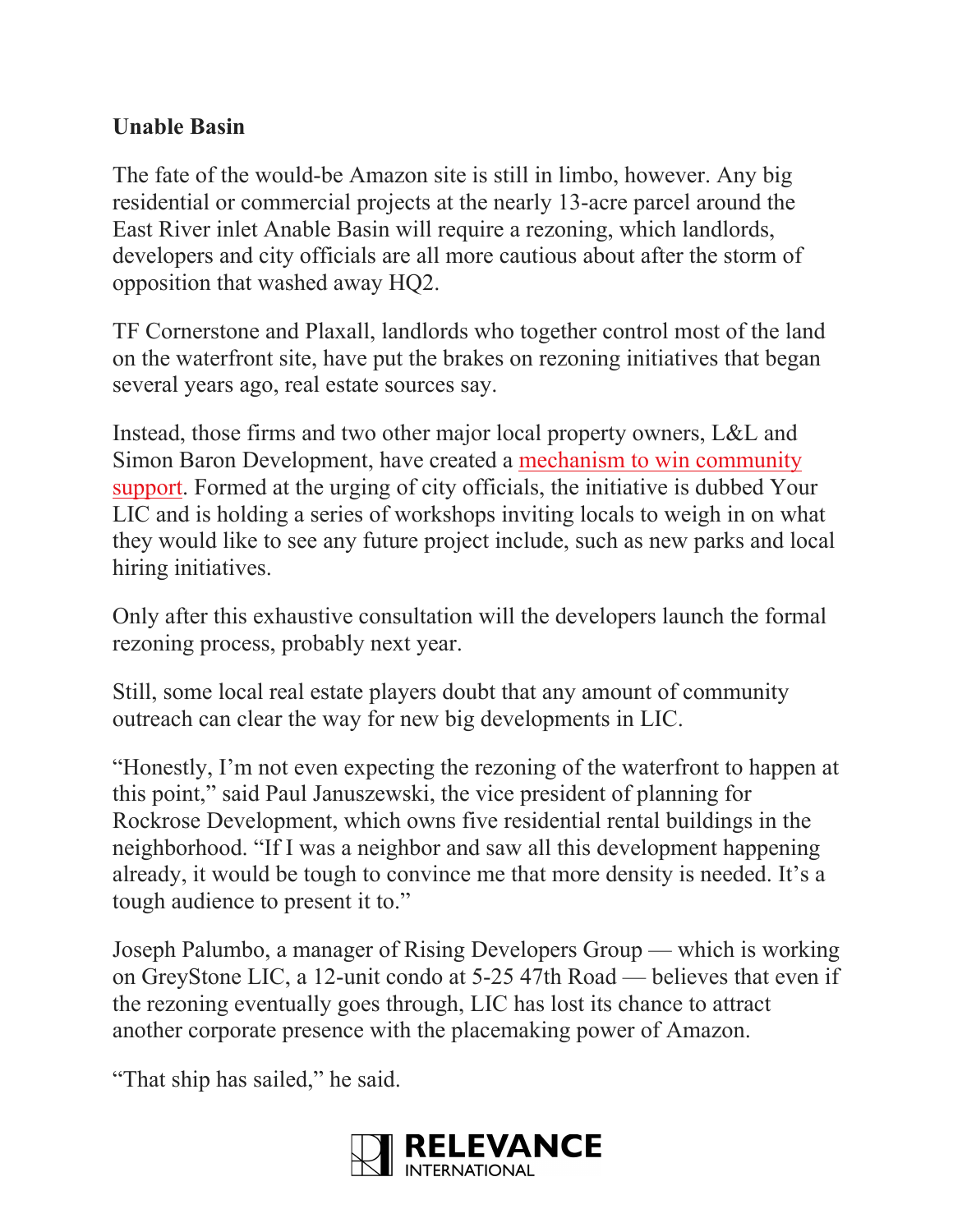**Unable Basin**

The fate of the would-be Amazon site is still in limbo, however. Any big residential or commercial projects at the nearly 13-acre parcel around the East River inlet Anable Basin will require a rezoning, which landlords, developers and city officials are all more cautious about after the storm of opposition that washed away HQ2.

TF Cornerstone and Plaxall, landlords who together control most of the land on the waterfront site, have put the brakes on rezoning initiatives that began several years ago, real estate sources say.

Instead, those firms and two other major local property owners, L&L and Simon Baron Development, have created a mechanism to win community support. Formed at the urging of city officials, the initiative is dubbed Your LIC and is holding a series of workshops inviting locals to weigh in on what they would like to see any future project include, such as new parks and local hiring initiatives.

Only after this exhaustive consultation will the developers launch the formal rezoning process, probably next year.

Still, some local real estate players doubt that any amount of community outreach can clear the way for new big developments in LIC.

"Honestly, I'm not even expecting the rezoning of the waterfront to happen at this point," said Paul Januszewski, the vice president of planning for Rockrose Development, which owns five residential rental buildings in the neighborhood. "If I was a neighbor and saw all this development happening already, it would be tough to convince me that more density is needed. It's a tough audience to present it to."

Joseph Palumbo, a manager of Rising Developers Group — which is working on GreyStone LIC, a 12-unit condo at 5-25 47th Road — believes that even if the rezoning eventually goes through, LIC has lost its chance to attract another corporate presence with the placemaking power of Amazon.

"That ship has sailed," he said.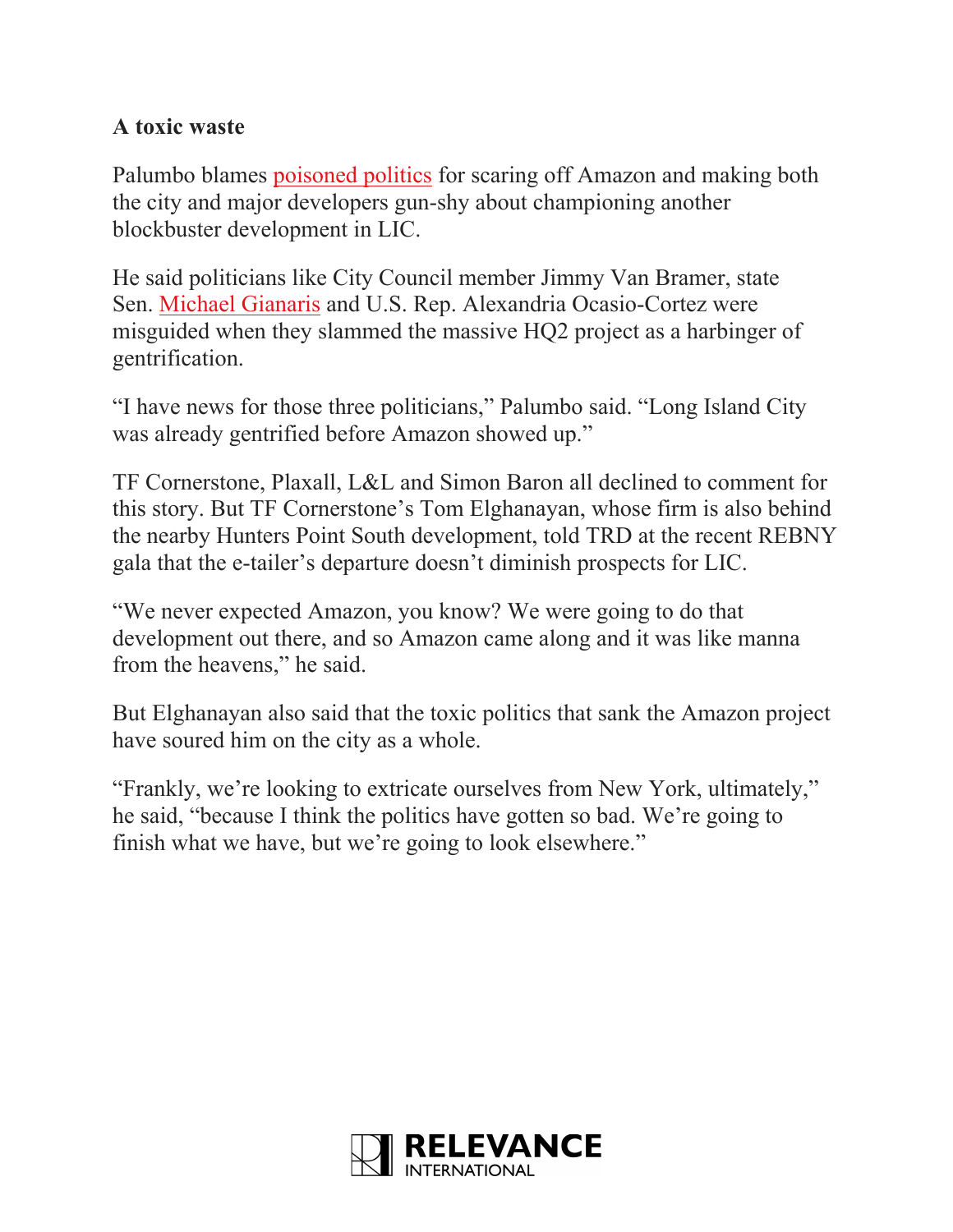### A toxic waste

Palumbo blames poisoned politics for scaring off Amazon and making both the city and major developers gun-shy about championing another blockbuster development in LIC.

He said politicians like City Council member Jimmy Van Bramer, state Sen. Michael Gianaris and U.S. Rep. Alexandria Ocasio-Cortez were misguided when they slammed the massive HQ2 project as a harbinger of gentrification.

"I have news for those three politicians," Palumbo said. "Long Island City was already gentrified before Amazon showed up."

TF Cornerstone, Plaxall, L&L and Simon Baron all declined to comment for this story. But TF Cornerstone's Tom Elghanayan, whose firm is also behind the nearby Hunters Point South development, told TRD at the recent REBNY gala that the e-tailer's departure doesn't diminish prospects for LIC.

"We never expected Amazon, you know? We were going to do that development out there, and so Amazon came along and it was like manna from the heavens," he said.

But Elghanayan also said that the toxic politics that sank the Amazon project have soured him on the city as a whole.

"Frankly, we're looking to extricate ourselves from New York, ultimately," he said, "because I think the politics have gotten so bad. We're going to finish what we have, but we're going to look elsewhere."